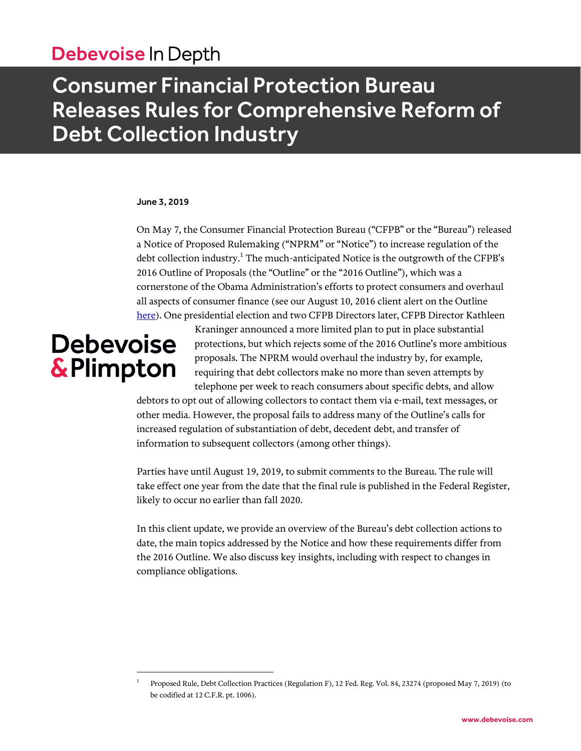Debevoise In Depth

# Consumer Financial Protection Bureau Releases Rules for Comprehensive Reform of Debt Collection Industry

**June 3, 2019**

On May 7, the Consumer Financial Protection Bureau ("CFPB" or the "Bureau") released a Notice of Proposed Rulemaking ("NPRM" or "Notice") to increase regulation of the debt collection industry.[1] The much-anticipated Notice is the outgrowth of the CFPB's 2016 Outline of Proposals (the "Outline" or the "2016 Outline"), which was a cornerstone of the Obama Administration's efforts to protect consumers and overhaul all aspects of consumer finance (see our August 10, 2016 client alert on the Outline here). One presidential election and two CFPB Directors later, CFPB Director Kathleen Kraninger announced a more limited plan to put in place substantial protections, but which rejects some of the 2016 Outline's more ambitious proposals. The NPRM would overhaul the industry by, for example, requiring that debt collectors make no more than seven attempts by telephone per week to reach consumers about specific debts, and allow debtors to opt out of allowing collectors to contact them via e-mail, text messages, or other media. However, the proposal fails to address many of the Outline's calls for increased regulation of substantiation of debt, decedent debt, and transfer of information to subsequent collectors (among other things).

Parties have until August 19, 2019, to submit comments to the Bureau. The rule will take effect one year from the date that the final rule is published in the Federal Register, likely to occur no earlier than fall 2020.

In this client update, we provide an overview of the Bureau's debt collection actions to date, the main topics addressed by the Notice and how these requirements differ from the 2016 Outline. We also discuss key insights, including with respect to changes in compliance obligations.

---

[1] Proposed Rule, Debt Collection Practices (Regulation F), 12 Fed. Reg. Vol. 84, 23274 (proposed May 7, 2019) (to be codified at 12 C.F.R. pt. 1006).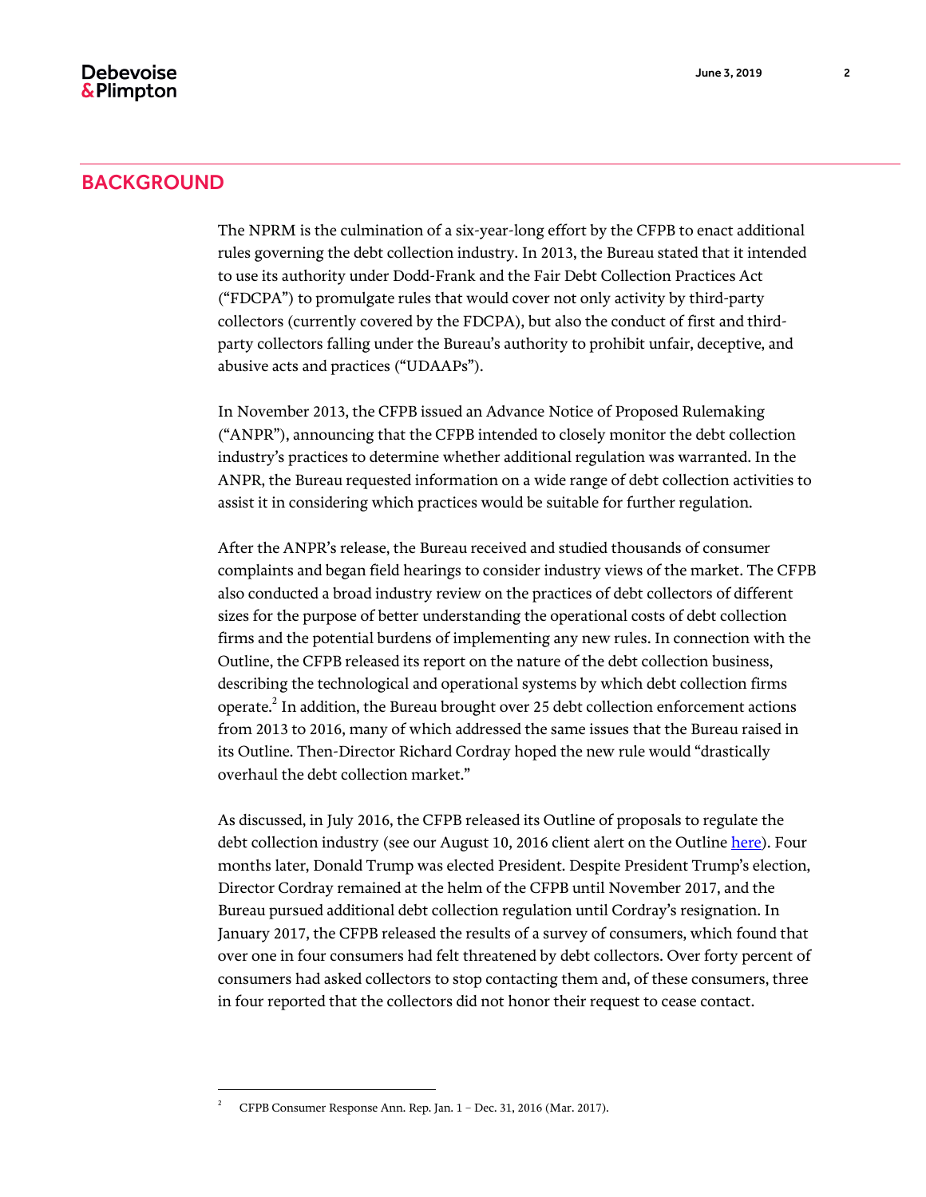## BACKGROUND

The NPRM is the culmination of a six-year-long effort by the CFPB to enact additional rules governing the debt collection industry. In 2013, the Bureau stated that it intended to use its authority under Dodd-Frank and the Fair Debt Collection Practices Act ("FDCPA") to promulgate rules that would cover not only activity by third-party collectors (currently covered by the FDCPA), but also the conduct of first and third-party collectors falling under the Bureau's authority to prohibit unfair, deceptive, and abusive acts and practices ("UDAAPs").

In November 2013, the CFPB issued an Advance Notice of Proposed Rulemaking ("ANPR"), announcing that the CFPB intended to closely monitor the debt collection industry's practices to determine whether additional regulation was warranted. In the ANPR, the Bureau requested information on a wide range of debt collection activities to assist it in considering which practices would be suitable for further regulation.

After the ANPR's release, the Bureau received and studied thousands of consumer complaints and began field hearings to consider industry views of the market. The CFPB also conducted a broad industry review on the practices of debt collectors of different sizes for the purpose of better understanding the operational costs of debt collection firms and the potential burdens of implementing any new rules. In connection with the Outline, the CFPB released its report on the nature of the debt collection business, describing the technological and operational systems by which debt collection firms operate.[2] In addition, the Bureau brought over 25 debt collection enforcement actions from 2013 to 2016, many of which addressed the same issues that the Bureau raised in its Outline. Then-Director Richard Cordray hoped the new rule would "drastically overhaul the debt collection market."

As discussed, in July 2016, the CFPB released its Outline of proposals to regulate the debt collection industry (see our August 10, 2016 client alert on the Outline here). Four months later, Donald Trump was elected President. Despite President Trump's election, Director Cordray remained at the helm of the CFPB until November 2017, and the Bureau pursued additional debt collection regulation until Cordray's resignation. In January 2017, the CFPB released the results of a survey of consumers, which found that over one in four consumers had felt threatened by debt collectors. Over forty percent of consumers had asked collectors to stop contacting them and, of these consumers, three in four reported that the collectors did not honor their request to cease contact.

---

[2] CFPB Consumer Response Ann. Rep. Jan. 1 – Dec. 31, 2016 (Mar. 2017).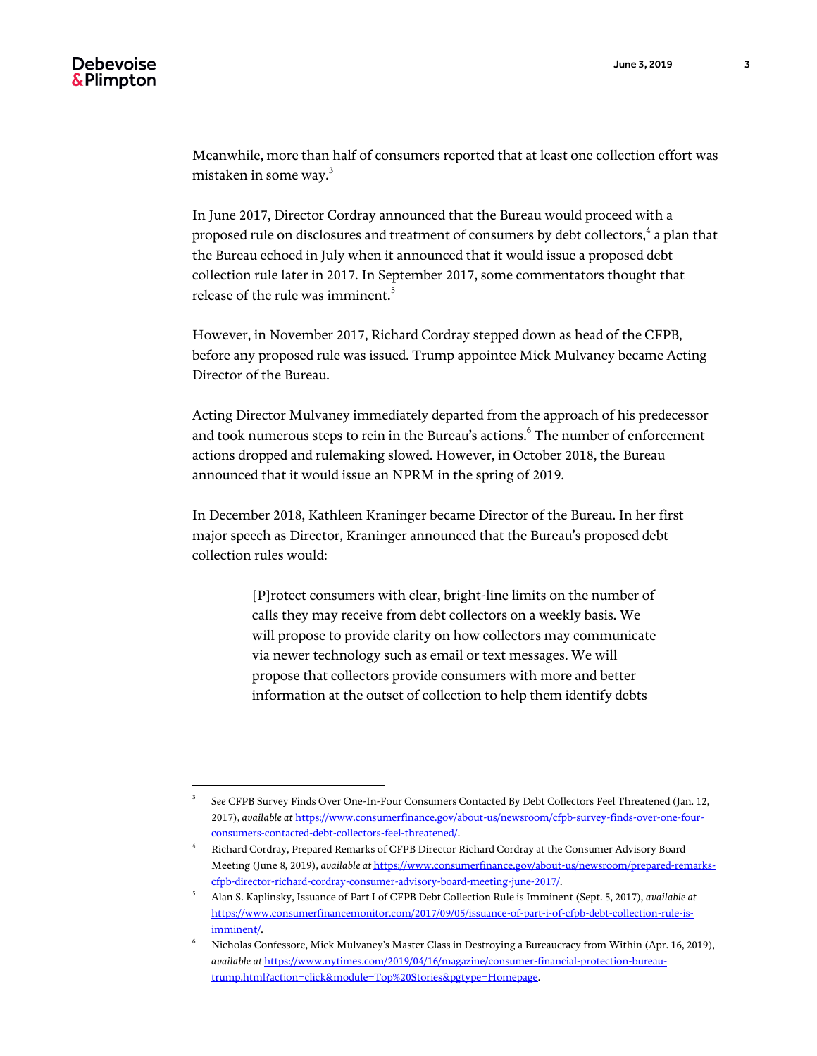Meanwhile, more than half of consumers reported that at least one collection effort was mistaken in some way.[3]

In June 2017, Director Cordray announced that the Bureau would proceed with a proposed rule on disclosures and treatment of consumers by debt collectors,[4] a plan that the Bureau echoed in July when it announced that it would issue a proposed debt collection rule later in 2017. In September 2017, some commentators thought that release of the rule was imminent.[5]

However, in November 2017, Richard Cordray stepped down as head of the CFPB, before any proposed rule was issued. Trump appointee Mick Mulvaney became Acting Director of the Bureau.

Acting Director Mulvaney immediately departed from the approach of his predecessor and took numerous steps to rein in the Bureau's actions.[6] The number of enforcement actions dropped and rulemaking slowed. However, in October 2018, the Bureau announced that it would issue an NPRM in the spring of 2019.

In December 2018, Kathleen Kraninger became Director of the Bureau. In her first major speech as Director, Kraninger announced that the Bureau's proposed debt collection rules would:

> [P]rotect consumers with clear, bright-line limits on the number of calls they may receive from debt collectors on a weekly basis. We will propose to provide clarity on how collectors may communicate via newer technology such as email or text messages. We will propose that collectors provide consumers with more and better information at the outset of collection to help them identify debts

---

[3] *See* CFPB Survey Finds Over One-In-Four Consumers Contacted By Debt Collectors Feel Threatened (Jan. 12, 2017), *available at* https://www.consumerfinance.gov/about-us/newsroom/cfpb-survey-finds-over-one-four-consumers-contacted-debt-collectors-feel-threatened/.

[4] Richard Cordray, Prepared Remarks of CFPB Director Richard Cordray at the Consumer Advisory Board Meeting (June 8, 2019), *available at* https://www.consumerfinance.gov/about-us/newsroom/prepared-remarks-cfpb-director-richard-cordray-consumer-advisory-board-meeting-june-2017/.

[5] Alan S. Kaplinsky, Issuance of Part I of CFPB Debt Collection Rule is Imminent (Sept. 5, 2017), *available at* https://www.consumerfinancemonitor.com/2017/09/05/issuance-of-part-i-of-cfpb-debt-collection-rule-is-imminent/.

[6] Nicholas Confessore, Mick Mulvaney's Master Class in Destroying a Bureaucracy from Within (Apr. 16, 2019), *available at* https://www.nytimes.com/2019/04/16/magazine/consumer-financial-protection-bureau-trump.html?action=click&module=Top%20Stories&pgtype=Homepage.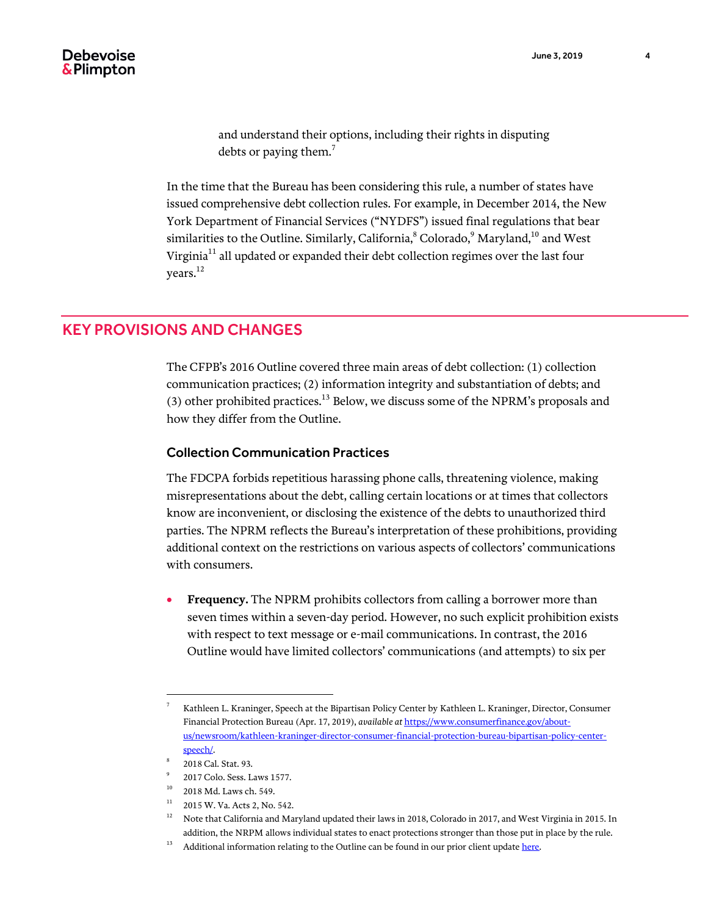and understand their options, including their rights in disputing debts or paying them.[7]

In the time that the Bureau has been considering this rule, a number of states have issued comprehensive debt collection rules. For example, in December 2014, the New York Department of Financial Services ("NYDFS") issued final regulations that bear similarities to the Outline. Similarly, California,[8] Colorado,[9] Maryland,[10] and West Virginia[11] all updated or expanded their debt collection regimes over the last four years.[12]

## KEY PROVISIONS AND CHANGES

The CFPB's 2016 Outline covered three main areas of debt collection: (1) collection communication practices; (2) information integrity and substantiation of debts; and (3) other prohibited practices.[13] Below, we discuss some of the NPRM's proposals and how they differ from the Outline.

### Collection Communication Practices

The FDCPA forbids repetitious harassing phone calls, threatening violence, making misrepresentations about the debt, calling certain locations or at times that collectors know are inconvenient, or disclosing the existence of the debts to unauthorized third parties. The NPRM reflects the Bureau's interpretation of these prohibitions, providing additional context on the restrictions on various aspects of collectors' communications with consumers.

- **Frequency.** The NPRM prohibits collectors from calling a borrower more than seven times within a seven-day period. However, no such explicit prohibition exists with respect to text message or e-mail communications. In contrast, the 2016 Outline would have limited collectors' communications (and attempts) to six per

---

[7] Kathleen L. Kraninger, Speech at the Bipartisan Policy Center by Kathleen L. Kraninger, Director, Consumer Financial Protection Bureau (Apr. 17, 2019), *available at* https://www.consumerfinance.gov/about-us/newsroom/kathleen-kraninger-director-consumer-financial-protection-bureau-bipartisan-policy-center-speech/.

[8] 2018 Cal. Stat. 93.

[9] 2017 Colo. Sess. Laws 1577.

[10] 2018 Md. Laws ch. 549.

[11] 2015 W. Va. Acts 2, No. 542.

[12] Note that California and Maryland updated their laws in 2018, Colorado in 2017, and West Virginia in 2015. In addition, the NRPM allows individual states to enact protections stronger than those put in place by the rule.

[13] Additional information relating to the Outline can be found in our prior client update here.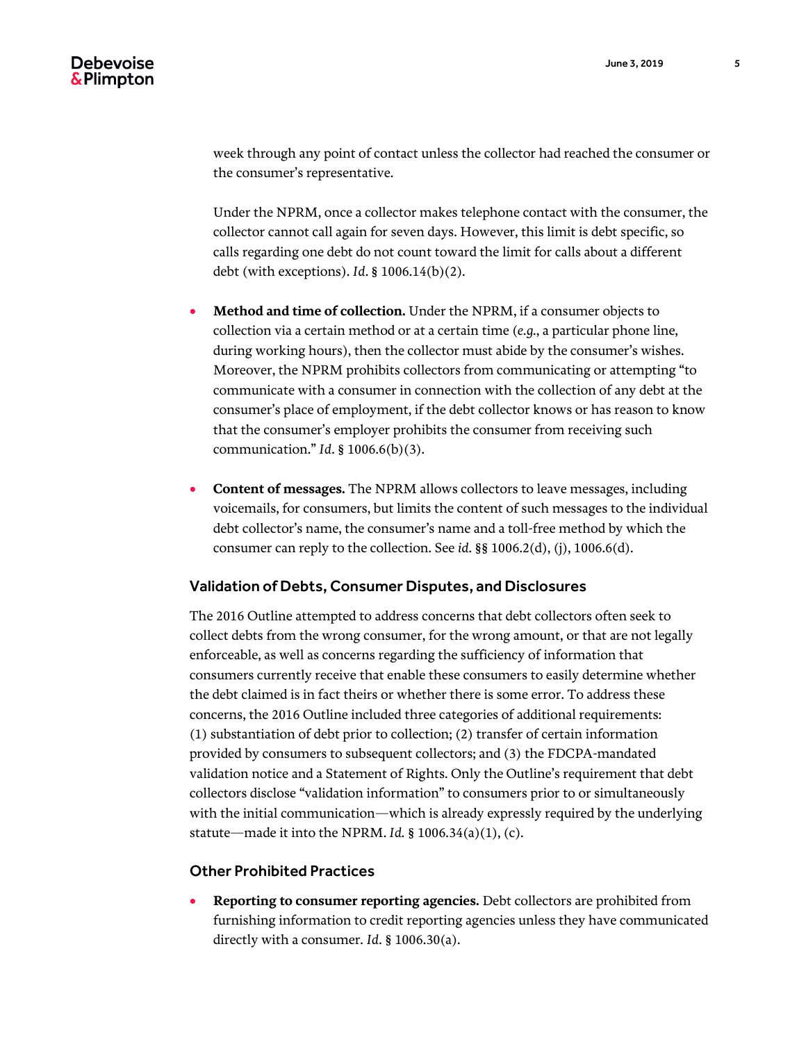week through any point of contact unless the collector had reached the consumer or the consumer's representative.

Under the NPRM, once a collector makes telephone contact with the consumer, the collector cannot call again for seven days. However, this limit is debt specific, so calls regarding one debt do not count toward the limit for calls about a different debt (with exceptions). *Id*. § 1006.14(b)(2).

- **Method and time of collection.** Under the NPRM, if a consumer objects to collection via a certain method or at a certain time (*e.g.*, a particular phone line, during working hours), then the collector must abide by the consumer's wishes. Moreover, the NPRM prohibits collectors from communicating or attempting "to communicate with a consumer in connection with the collection of any debt at the consumer's place of employment, if the debt collector knows or has reason to know that the consumer's employer prohibits the consumer from receiving such communication." *Id*. § 1006.6(b)(3).

- **Content of messages.** The NPRM allows collectors to leave messages, including voicemails, for consumers, but limits the content of such messages to the individual debt collector's name, the consumer's name and a toll-free method by which the consumer can reply to the collection. See *id.* §§ 1006.2(d), (j), 1006.6(d).

### Validation of Debts, Consumer Disputes, and Disclosures

The 2016 Outline attempted to address concerns that debt collectors often seek to collect debts from the wrong consumer, for the wrong amount, or that are not legally enforceable, as well as concerns regarding the sufficiency of information that consumers currently receive that enable these consumers to easily determine whether the debt claimed is in fact theirs or whether there is some error. To address these concerns, the 2016 Outline included three categories of additional requirements: (1) substantiation of debt prior to collection; (2) transfer of certain information provided by consumers to subsequent collectors; and (3) the FDCPA-mandated validation notice and a Statement of Rights. Only the Outline's requirement that debt collectors disclose "validation information" to consumers prior to or simultaneously with the initial communication—which is already expressly required by the underlying statute—made it into the NPRM. *Id.* § 1006.34(a)(1), (c).

### Other Prohibited Practices

- **Reporting to consumer reporting agencies.** Debt collectors are prohibited from furnishing information to credit reporting agencies unless they have communicated directly with a consumer. *Id*. § 1006.30(a).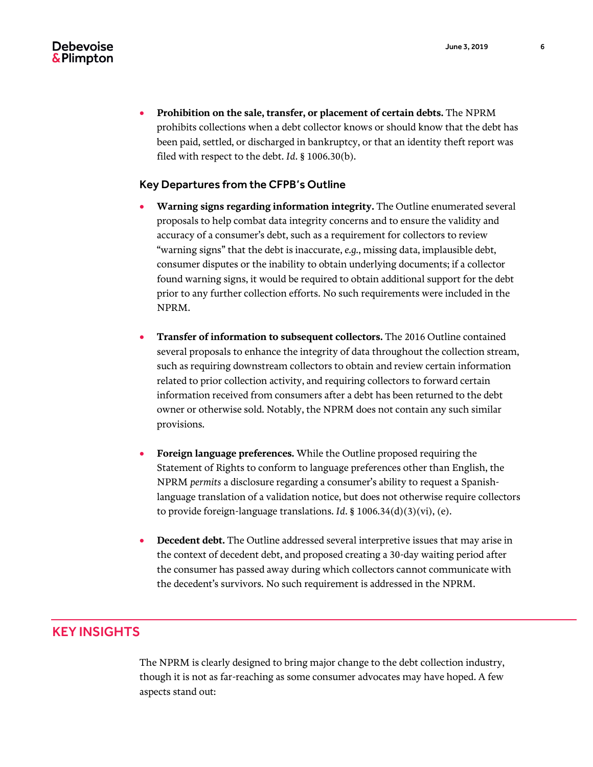- **Prohibition on the sale, transfer, or placement of certain debts.** The NPRM prohibits collections when a debt collector knows or should know that the debt has been paid, settled, or discharged in bankruptcy, or that an identity theft report was filed with respect to the debt. *Id*. § 1006.30(b).

### Key Departures from the CFPB's Outline

- **Warning signs regarding information integrity.** The Outline enumerated several proposals to help combat data integrity concerns and to ensure the validity and accuracy of a consumer's debt, such as a requirement for collectors to review "warning signs" that the debt is inaccurate, *e.g.*, missing data, implausible debt, consumer disputes or the inability to obtain underlying documents; if a collector found warning signs, it would be required to obtain additional support for the debt prior to any further collection efforts. No such requirements were included in the NPRM.

- **Transfer of information to subsequent collectors.** The 2016 Outline contained several proposals to enhance the integrity of data throughout the collection stream, such as requiring downstream collectors to obtain and review certain information related to prior collection activity, and requiring collectors to forward certain information received from consumers after a debt has been returned to the debt owner or otherwise sold. Notably, the NPRM does not contain any such similar provisions.

- **Foreign language preferences.** While the Outline proposed requiring the Statement of Rights to conform to language preferences other than English, the NPRM *permits* a disclosure regarding a consumer's ability to request a Spanish-language translation of a validation notice, but does not otherwise require collectors to provide foreign-language translations. *Id*. § 1006.34(d)(3)(vi), (e).

- **Decedent debt.** The Outline addressed several interpretive issues that may arise in the context of decedent debt, and proposed creating a 30-day waiting period after the consumer has passed away during which collectors cannot communicate with the decedent's survivors. No such requirement is addressed in the NPRM.

## KEY INSIGHTS

The NPRM is clearly designed to bring major change to the debt collection industry, though it is not as far-reaching as some consumer advocates may have hoped. A few aspects stand out: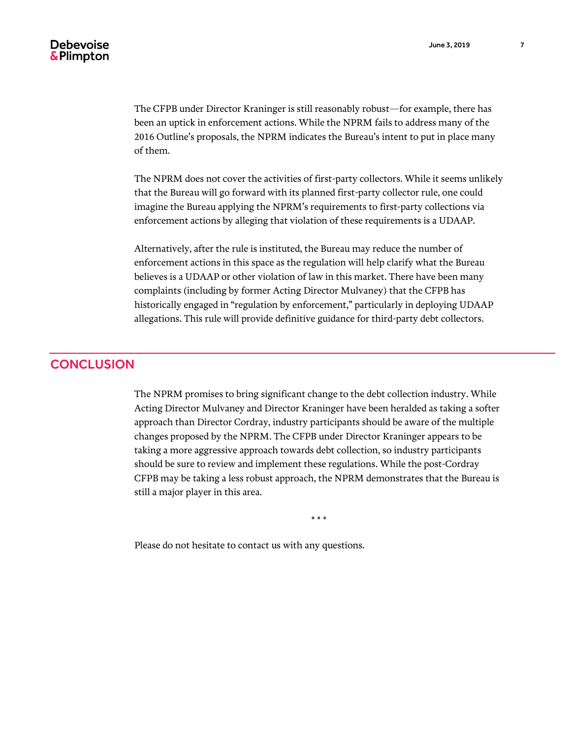The CFPB under Director Kraninger is still reasonably robust—for example, there has been an uptick in enforcement actions. While the NPRM fails to address many of the 2016 Outline's proposals, the NPRM indicates the Bureau's intent to put in place many of them.

The NPRM does not cover the activities of first-party collectors. While it seems unlikely that the Bureau will go forward with its planned first-party collector rule, one could imagine the Bureau applying the NPRM's requirements to first-party collections via enforcement actions by alleging that violation of these requirements is a UDAAP.

Alternatively, after the rule is instituted, the Bureau may reduce the number of enforcement actions in this space as the regulation will help clarify what the Bureau believes is a UDAAP or other violation of law in this market. There have been many complaints (including by former Acting Director Mulvaney) that the CFPB has historically engaged in "regulation by enforcement," particularly in deploying UDAAP allegations. This rule will provide definitive guidance for third-party debt collectors.

## CONCLUSION

The NPRM promises to bring significant change to the debt collection industry. While Acting Director Mulvaney and Director Kraninger have been heralded as taking a softer approach than Director Cordray, industry participants should be aware of the multiple changes proposed by the NPRM. The CFPB under Director Kraninger appears to be taking a more aggressive approach towards debt collection, so industry participants should be sure to review and implement these regulations. While the post-Cordray CFPB may be taking a less robust approach, the NPRM demonstrates that the Bureau is still a major player in this area.

\* \* \*

Please do not hesitate to contact us with any questions.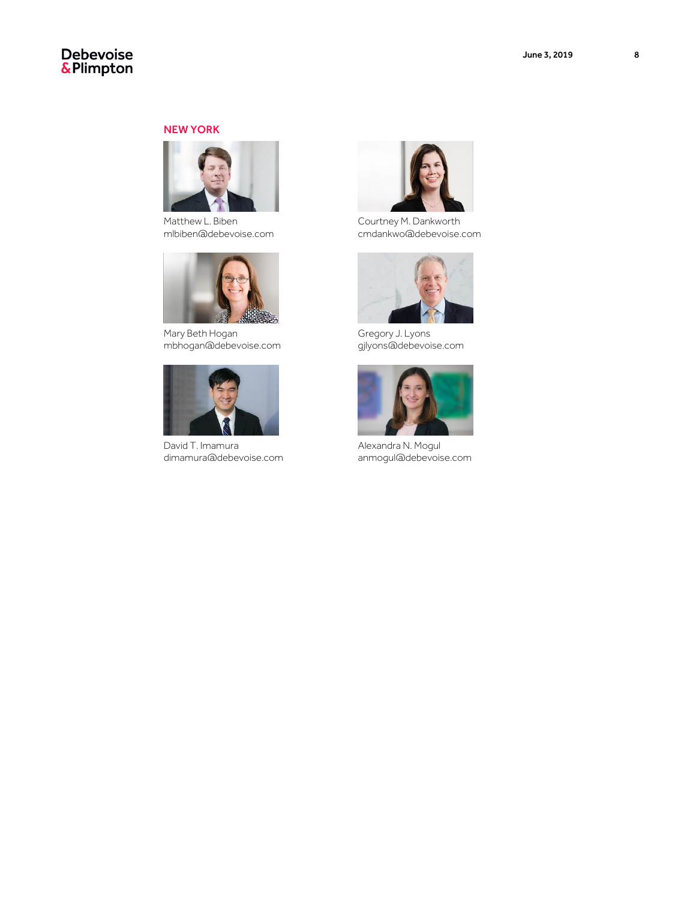## NEW YORK

Matthew L. Biben
mlbiben@debevoise.com

Courtney M. Dankworth
cmdankwo@debevoise.com

Mary Beth Hogan
mbhogan@debevoise.com

Gregory J. Lyons
gjlyons@debevoise.com

David T. Imamura
dimamura@debevoise.com

Alexandra N. Mogul
anmogul@debevoise.com